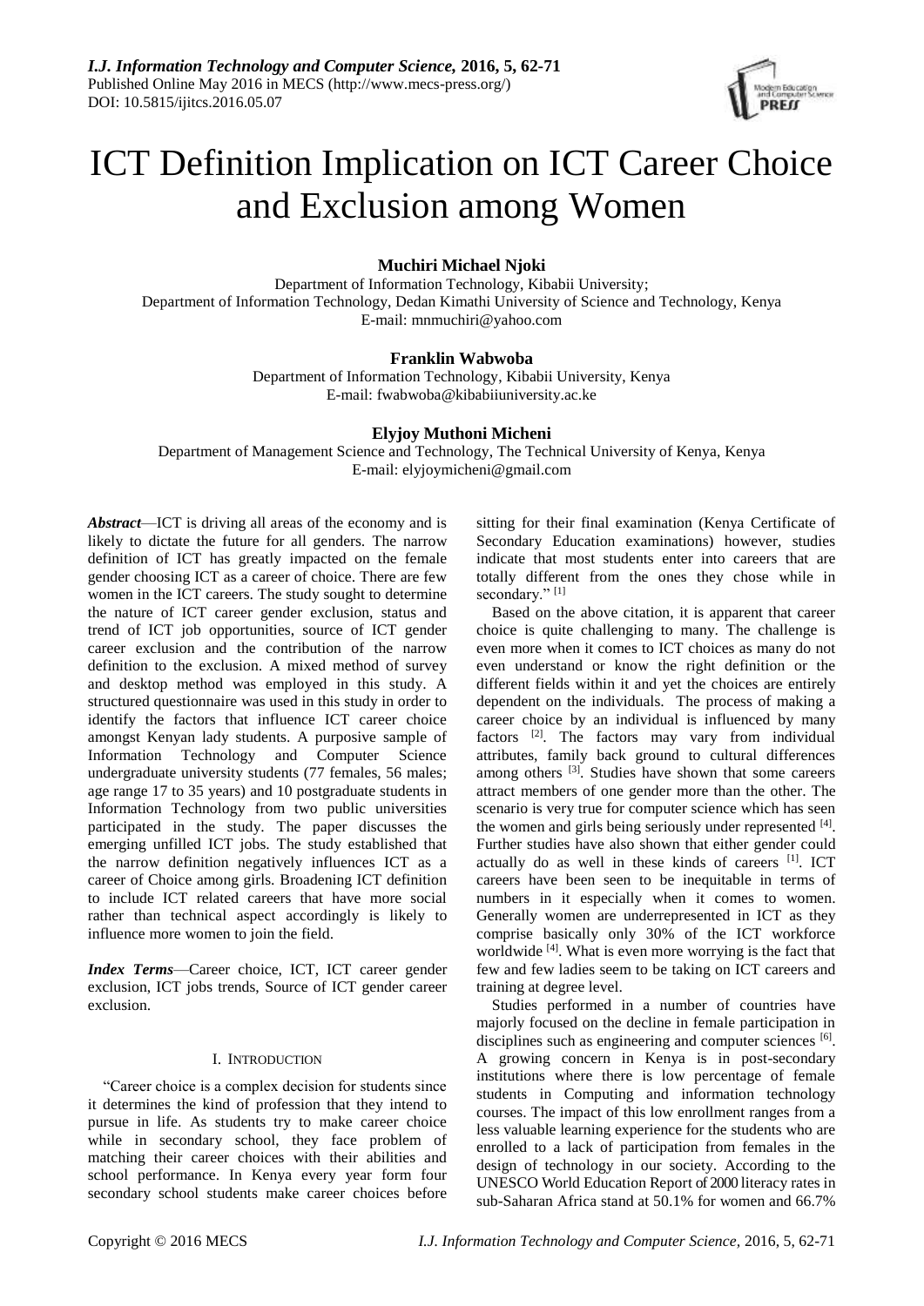# ICT Definition Implication on ICT Career Choice and Exclusion among Women

**Muchiri Michael Njoki**

Department of Information Technology, Kibabii University;
Department of Information Technology, Dedan Kimathi University of Science and Technology, Kenya
E-mail: mnmuchiri@yahoo.com

**Franklin Wabwoba**

Department of Information Technology, Kibabii University, Kenya
E-mail: fwabwoba@kibabiiuniversity.ac.ke

**Elyjoy Muthoni Micheni**

Department of Management Science and Technology, The Technical University of Kenya, Kenya
E-mail: elyjoymicheni@gmail.com

***Abstract***—ICT is driving all areas of the economy and is likely to dictate the future for all genders. The narrow definition of ICT has greatly impacted on the female gender choosing ICT as a career of choice. There are few women in the ICT careers. The study sought to determine the nature of ICT career gender exclusion, status and trend of ICT job opportunities, source of ICT gender career exclusion and the contribution of the narrow definition to the exclusion. A mixed method of survey and desktop method was employed in this study. A structured questionnaire was used in this study in order to identify the factors that influence ICT career choice amongst Kenyan lady students. A purposive sample of Information Technology and Computer Science undergraduate university students (77 females, 56 males; age range 17 to 35 years) and 10 postgraduate students in Information Technology from two public universities participated in the study. The paper discusses the emerging unfilled ICT jobs. The study established that the narrow definition negatively influences ICT as a career of Choice among girls. Broadening ICT definition to include ICT related careers that have more social rather than technical aspect accordingly is likely to influence more women to join the field.

***Index Terms***—Career choice, ICT, ICT career gender exclusion, ICT jobs trends, Source of ICT gender career exclusion.

## I. Introduction

"Career choice is a complex decision for students since it determines the kind of profession that they intend to pursue in life. As students try to make career choice while in secondary school, they face problem of matching their career choices with their abilities and school performance. In Kenya every year form four secondary school students make career choices before sitting for their final examination (Kenya Certificate of Secondary Education examinations) however, studies indicate that most students enter into careers that are totally different from the ones they chose while in secondary." [1]

Based on the above citation, it is apparent that career choice is quite challenging to many. The challenge is even more when it comes to ICT choices as many do not even understand or know the right definition or the different fields within it and yet the choices are entirely dependent on the individuals. The process of making a career choice by an individual is influenced by many factors [2]. The factors may vary from individual attributes, family back ground to cultural differences among others [3]. Studies have shown that some careers attract members of one gender more than the other. The scenario is very true for computer science which has seen the women and girls being seriously under represented [4]. Further studies have also shown that either gender could actually do as well in these kinds of careers [1]. ICT careers have been seen to be inequitable in terms of numbers in it especially when it comes to women. Generally women are underrepresented in ICT as they comprise basically only 30% of the ICT workforce worldwide [4]. What is even more worrying is the fact that few and few ladies seem to be taking on ICT careers and training at degree level.

Studies performed in a number of countries have majorly focused on the decline in female participation in disciplines such as engineering and computer sciences [6]. A growing concern in Kenya is in post-secondary institutions where there is low percentage of female students in Computing and information technology courses. The impact of this low enrollment ranges from a less valuable learning experience for the students who are enrolled to a lack of participation from females in the design of technology in our society. According to the UNESCO World Education Report of 2000 literacy rates in sub-Saharan Africa stand at 50.1% for women and 66.7%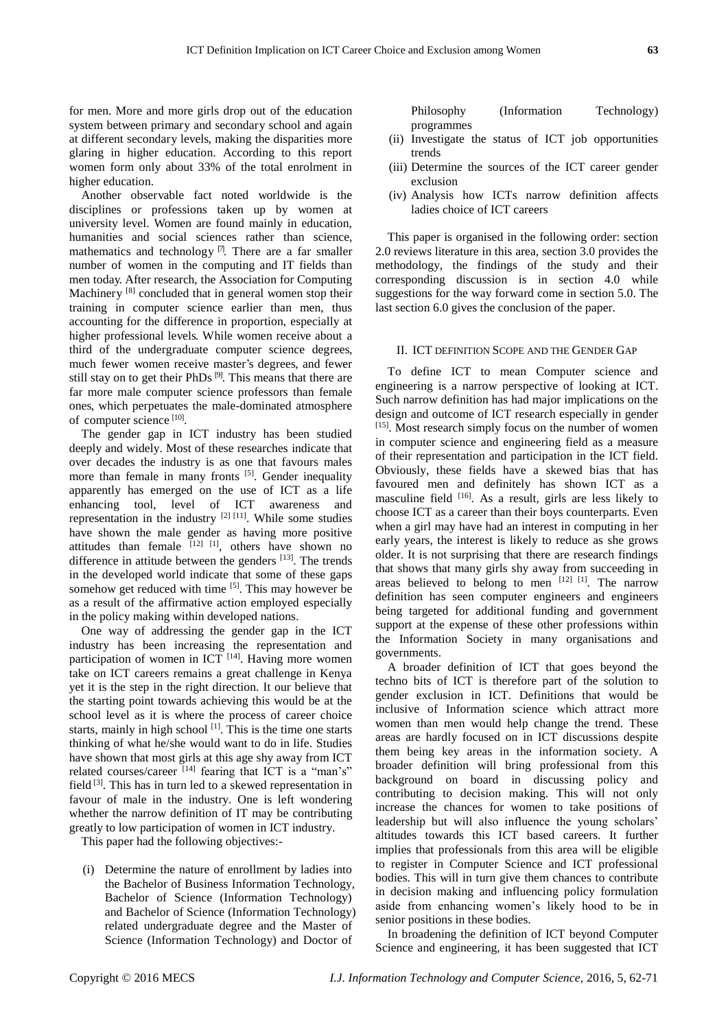for men. More and more girls drop out of the education system between primary and secondary school and again at different secondary levels, making the disparities more glaring in higher education. According to this report women form only about 33% of the total enrolment in higher education.

Another observable fact noted worldwide is the disciplines or professions taken up by women at university level. Women are found mainly in education, humanities and social sciences rather than science, mathematics and technology [7]. There are a far smaller number of women in the computing and IT fields than men today. After research, the Association for Computing Machinery [8] concluded that in general women stop their training in computer science earlier than men, thus accounting for the difference in proportion, especially at higher professional levels. While women receive about a third of the undergraduate computer science degrees, much fewer women receive master's degrees, and fewer still stay on to get their PhDs [9]. This means that there are far more male computer science professors than female ones, which perpetuates the male-dominated atmosphere of computer science [10].

The gender gap in ICT industry has been studied deeply and widely. Most of these researches indicate that over decades the industry is as one that favours males more than female in many fronts [5]. Gender inequality apparently has emerged on the use of ICT as a life enhancing tool, level of ICT awareness and representation in the industry [2] [11]. While some studies have shown the male gender as having more positive attitudes than female [12] [1], others have shown no difference in attitude between the genders [13]. The trends in the developed world indicate that some of these gaps somehow get reduced with time [5]. This may however be as a result of the affirmative action employed especially in the policy making within developed nations.

One way of addressing the gender gap in the ICT industry has been increasing the representation and participation of women in ICT [14]. Having more women take on ICT careers remains a great challenge in Kenya yet it is the step in the right direction. It our believe that the starting point towards achieving this would be at the school level as it is where the process of career choice starts, mainly in high school [1]. This is the time one starts thinking of what he/she would want to do in life. Studies have shown that most girls at this age shy away from ICT related courses/career [14] fearing that ICT is a "man's" field [3]. This has in turn led to a skewed representation in favour of male in the industry. One is left wondering whether the narrow definition of IT may be contributing greatly to low participation of women in ICT industry.

This paper had the following objectives:-

(i) Determine the nature of enrollment by ladies into the Bachelor of Business Information Technology, Bachelor of Science (Information Technology) and Bachelor of Science (Information Technology) related undergraduate degree and the Master of Science (Information Technology) and Doctor of Philosophy (Information Technology) programmes
(ii) Investigate the status of ICT job opportunities trends
(iii) Determine the sources of the ICT career gender exclusion
(iv) Analysis how ICTs narrow definition affects ladies choice of ICT careers

This paper is organised in the following order: section 2.0 reviews literature in this area, section 3.0 provides the methodology, the findings of the study and their corresponding discussion is in section 4.0 while suggestions for the way forward come in section 5.0. The last section 6.0 gives the conclusion of the paper.

## II. ICT Definition Scope and the Gender Gap

To define ICT to mean Computer science and engineering is a narrow perspective of looking at ICT. Such narrow definition has had major implications on the design and outcome of ICT research especially in gender [15]. Most research simply focus on the number of women in computer science and engineering field as a measure of their representation and participation in the ICT field. Obviously, these fields have a skewed bias that has favoured men and definitely has shown ICT as a masculine field [16]. As a result, girls are less likely to choose ICT as a career than their boys counterparts. Even when a girl may have had an interest in computing in her early years, the interest is likely to reduce as she grows older. It is not surprising that there are research findings that shows that many girls shy away from succeeding in areas believed to belong to men [12] [1]. The narrow definition has seen computer engineers and engineers being targeted for additional funding and government support at the expense of these other professions within the Information Society in many organisations and governments.

A broader definition of ICT that goes beyond the techno bits of ICT is therefore part of the solution to gender exclusion in ICT. Definitions that would be inclusive of Information science which attract more women than men would help change the trend. These areas are hardly focused on in ICT discussions despite them being key areas in the information society. A broader definition will bring professional from this background on board in discussing policy and contributing to decision making. This will not only increase the chances for women to take positions of leadership but will also influence the young scholars' altitudes towards this ICT based careers. It further implies that professionals from this area will be eligible to register in Computer Science and ICT professional bodies. This will in turn give them chances to contribute in decision making and influencing policy formulation aside from enhancing women's likely hood to be in senior positions in these bodies.

In broadening the definition of ICT beyond Computer Science and engineering, it has been suggested that ICT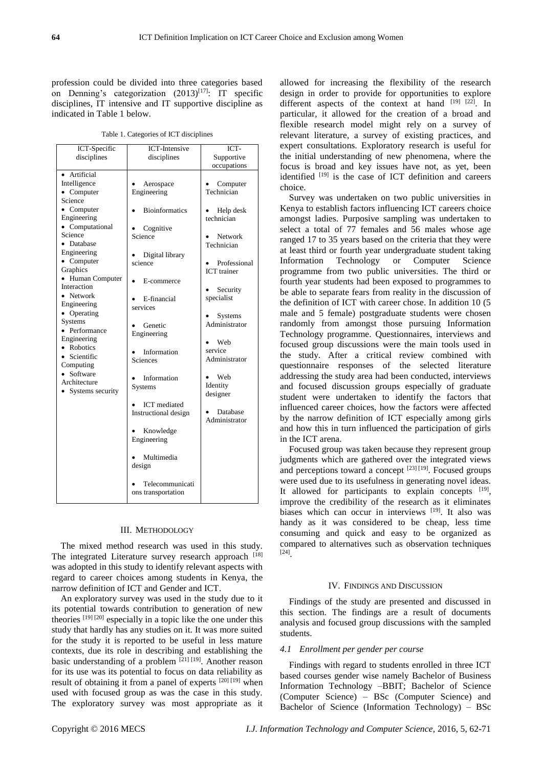profession could be divided into three categories based on Denning's categorization (2013)[17]: IT specific disciplines, IT intensive and IT supportive discipline as indicated in Table 1 below.

Table 1. Categories of ICT disciplines

| ICT-Specific disciplines | ICT-Intensive disciplines | ICT-Supportive occupations |
|---|---|---|
| • Artificial Intelligence<br>• Computer Science<br>• Computer Engineering<br>• Computational Science<br>• Database Engineering<br>• Computer Graphics<br>• Human Computer Interaction<br>• Network Engineering<br>• Operating Systems<br>• Performance Engineering<br>• Robotics<br>• Scientific Computing<br>• Software Architecture<br>• Systems security | • Aerospace Engineering<br>• Bioinformatics<br>• Cognitive Science<br>• Digital library science<br>• E-commerce<br>• E-financial services<br>• Genetic Engineering<br>• Information Sciences<br>• Information Systems<br>• ICT mediated Instructional design<br>• Knowledge Engineering<br>• Multimedia design<br>• Telecommunications transportation | • Computer Technician<br>• Help desk technician<br>• Network Technician<br>• Professional ICT trainer<br>• Security specialist<br>• Systems Administrator<br>• Web service Administrator<br>• Web Identity designer<br>• Database Administrator |

## III. Methodology

The mixed method research was used in this study. The integrated Literature survey research approach [18] was adopted in this study to identify relevant aspects with regard to career choices among students in Kenya, the narrow definition of ICT and Gender and ICT.

An exploratory survey was used in the study due to it its potential towards contribution to generation of new theories [19] [20] especially in a topic like the one under this study that hardly has any studies on it. It was more suited for the study it is reported to be useful in less mature contexts, due its role in describing and establishing the basic understanding of a problem [21] [19]. Another reason for its use was its potential to focus on data reliability as result of obtaining it from a panel of experts [20] [19] when used with focused group as was the case in this study. The exploratory survey was most appropriate as it allowed for increasing the flexibility of the research design in order to provide for opportunities to explore different aspects of the context at hand [19] [22]. In particular, it allowed for the creation of a broad and flexible research model might rely on a survey of relevant literature, a survey of existing practices, and expert consultations. Exploratory research is useful for the initial understanding of new phenomena, where the focus is broad and key issues have not, as yet, been identified [19] is the case of ICT definition and careers choice.

Survey was undertaken on two public universities in Kenya to establish factors influencing ICT careers choice amongst ladies. Purposive sampling was undertaken to select a total of 77 females and 56 males whose age ranged 17 to 35 years based on the criteria that they were at least third or fourth year undergraduate student taking Information Technology or Computer Science programme from two public universities. The third or fourth year students had been exposed to programmes to be able to separate fears from reality in the discussion of the definition of ICT with career chose. In addition 10 (5 male and 5 female) postgraduate students were chosen randomly from amongst those pursuing Information Technology programme. Questionnaires, interviews and focused group discussions were the main tools used in the study. After a critical review combined with questionnaire responses of the selected literature addressing the study area had been conducted, interviews and focused discussion groups especially of graduate student were undertaken to identify the factors that influenced career choices, how the factors were affected by the narrow definition of ICT especially among girls and how this in turn influenced the participation of girls in the ICT arena.

Focused group was taken because they represent group judgments which are gathered over the integrated views and perceptions toward a concept [23] [19]. Focused groups were used due to its usefulness in generating novel ideas. It allowed for participants to explain concepts [19], improve the credibility of the research as it eliminates biases which can occur in interviews [19]. It also was handy as it was considered to be cheap, less time consuming and quick and easy to be organized as compared to alternatives such as observation techniques [24].

## IV. Findings and Discussion

Findings of the study are presented and discussed in this section. The findings are a result of documents analysis and focused group discussions with the sampled students.

### *4.1 Enrollment per gender per course*

Findings with regard to students enrolled in three ICT based courses gender wise namely Bachelor of Business Information Technology –BBIT; Bachelor of Science (Computer Science) – BSc (Computer Science) and Bachelor of Science (Information Technology) – BSc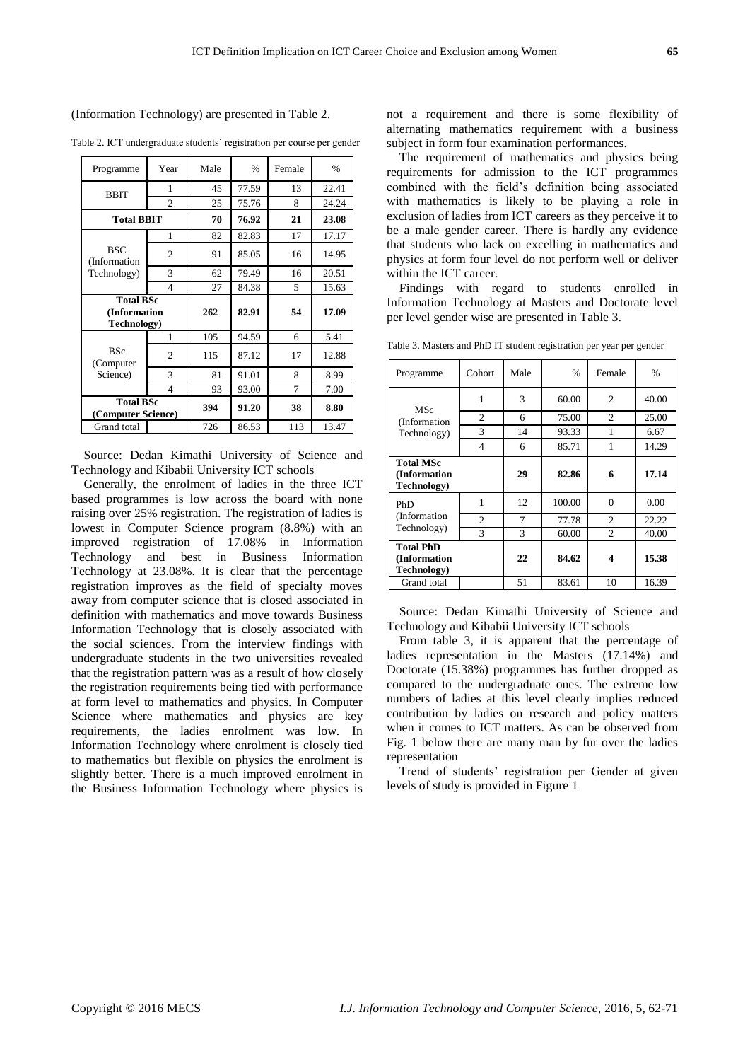(Information Technology) are presented in Table 2.

Table 2. ICT undergraduate students' registration per course per gender

| Programme | Year | Male | % | Female | % |
|---|---|---|---|---|---|
| BBIT | 1 | 45 | 77.59 | 13 | 22.41 |
| | 2 | 25 | 75.76 | 8 | 24.24 |
| **Total BBIT** | | **70** | **76.92** | **21** | **23.08** |
| BSC (Information Technology) | 1 | 82 | 82.83 | 17 | 17.17 |
| | 2 | 91 | 85.05 | 16 | 14.95 |
| | 3 | 62 | 79.49 | 16 | 20.51 |
| | 4 | 27 | 84.38 | 5 | 15.63 |
| **Total BSc (Information Technology)** | | **262** | **82.91** | **54** | **17.09** |
| BSc (Computer Science) | 1 | 105 | 94.59 | 6 | 5.41 |
| | 2 | 115 | 87.12 | 17 | 12.88 |
| | 3 | 81 | 91.01 | 8 | 8.99 |
| | 4 | 93 | 93.00 | 7 | 7.00 |
| **Total BSc (Computer Science)** | | **394** | **91.20** | **38** | **8.80** |
| Grand total | | 726 | 86.53 | 113 | 13.47 |

Source: Dedan Kimathi University of Science and Technology and Kibabii University ICT schools

Generally, the enrolment of ladies in the three ICT based programmes is low across the board with none raising over 25% registration. The registration of ladies is lowest in Computer Science program (8.8%) with an improved registration of 17.08% in Information Technology and best in Business Information Technology at 23.08%. It is clear that the percentage registration improves as the field of specialty moves away from computer science that is closed associated in definition with mathematics and move towards Business Information Technology that is closely associated with the social sciences. From the interview findings with undergraduate students in the two universities revealed that the registration pattern was as a result of how closely the registration requirements being tied with performance at form level to mathematics and physics. In Computer Science where mathematics and physics are key requirements, the ladies enrolment was low. In Information Technology where enrolment is closely tied to mathematics but flexible on physics the enrolment is slightly better. There is a much improved enrolment in the Business Information Technology where physics is not a requirement and there is some flexibility of alternating mathematics requirement with a business subject in form four examination performances.

The requirement of mathematics and physics being requirements for admission to the ICT programmes combined with the field's definition being associated with mathematics is likely to be playing a role in exclusion of ladies from ICT careers as they perceive it to be a male gender career. There is hardly any evidence that students who lack on excelling in mathematics and physics at form four level do not perform well or deliver within the ICT career.

Findings with regard to students enrolled in Information Technology at Masters and Doctorate level per level gender wise are presented in Table 3.

Table 3. Masters and PhD IT student registration per year per gender

| Programme | Cohort | Male | % | Female | % |
|---|---|---|---|---|---|
| MSc (Information Technology) | 1 | 3 | 60.00 | 2 | 40.00 |
| | 2 | 6 | 75.00 | 2 | 25.00 |
| | 3 | 14 | 93.33 | 1 | 6.67 |
| | 4 | 6 | 85.71 | 1 | 14.29 |
| **Total MSc (Information Technology)** | | **29** | **82.86** | **6** | **17.14** |
| PhD (Information Technology) | 1 | 12 | 100.00 | 0 | 0.00 |
| | 2 | 7 | 77.78 | 2 | 22.22 |
| | 3 | 3 | 60.00 | 2 | 40.00 |
| **Total PhD (Information Technology)** | | **22** | **84.62** | **4** | **15.38** |
| Grand total | | 51 | 83.61 | 10 | 16.39 |

Source: Dedan Kimathi University of Science and Technology and Kibabii University ICT schools

From table 3, it is apparent that the percentage of ladies representation in the Masters (17.14%) and Doctorate (15.38%) programmes has further dropped as compared to the undergraduate ones. The extreme low numbers of ladies at this level clearly implies reduced contribution by ladies on research and policy matters when it comes to ICT matters. As can be observed from Fig. 1 below there are many man by fur over the ladies representation

Trend of students' registration per Gender at given levels of study is provided in Figure 1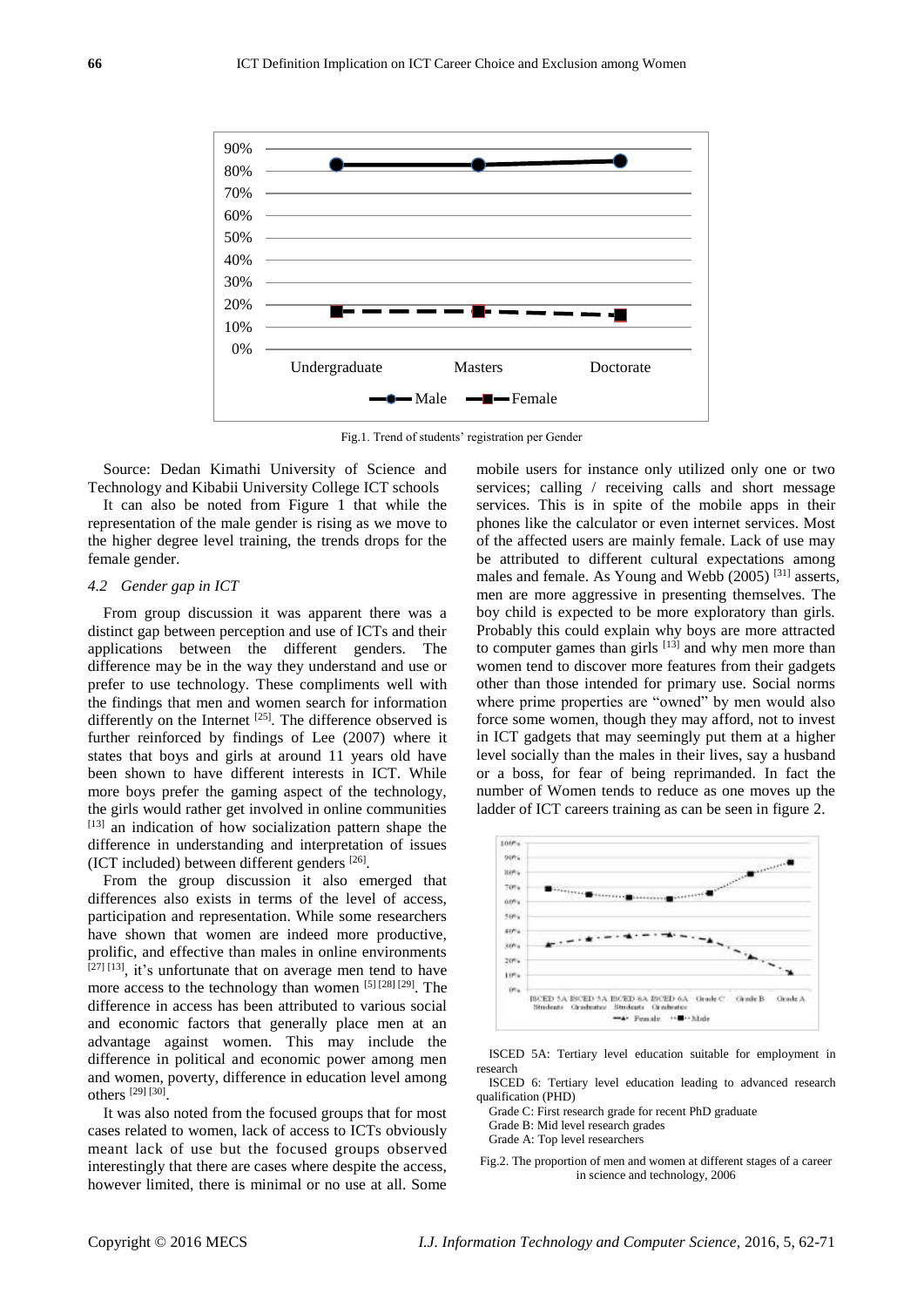Fig.1. Trend of students' registration per Gender

Source: Dedan Kimathi University of Science and Technology and Kibabii University College ICT schools

It can also be noted from Figure 1 that while the representation of the male gender is rising as we move to the higher degree level training, the trends drops for the female gender.

### 4.2 Gender gap in ICT

From group discussion it was apparent there was a distinct gap between perception and use of ICTs and their applications between the different genders. The difference may be in the way they understand and use or prefer to use technology. These compliments well with the findings that men and women search for information differently on the Internet [25]. The difference observed is further reinforced by findings of Lee (2007) where it states that boys and girls at around 11 years old have been shown to have different interests in ICT. While more boys prefer the gaming aspect of the technology, the girls would rather get involved in online communities [13] an indication of how socialization pattern shape the difference in understanding and interpretation of issues (ICT included) between different genders [26].

From the group discussion it also emerged that differences also exists in terms of the level of access, participation and representation. While some researchers have shown that women are indeed more productive, prolific, and effective than males in online environments [27] [13], it's unfortunate that on average men tend to have more access to the technology than women [5] [28] [29]. The difference in access has been attributed to various social and economic factors that generally place men at an advantage against women. This may include the difference in political and economic power among men and women, poverty, difference in education level among others [29] [30].

It was also noted from the focused groups that for most cases related to women, lack of access to ICTs obviously meant lack of use but the focused groups observed interestingly that there are cases where despite the access, however limited, there is minimal or no use at all. Some mobile users for instance only utilized only one or two services; calling / receiving calls and short message services. This is in spite of the mobile apps in their phones like the calculator or even internet services. Most of the affected users are mainly female. Lack of use may be attributed to different cultural expectations among males and female. As Young and Webb (2005) [31] asserts, men are more aggressive in presenting themselves. The boy child is expected to be more exploratory than girls. Probably this could explain why boys are more attracted to computer games than girls [13] and why men more than women tend to discover more features from their gadgets other than those intended for primary use. Social norms where prime properties are "owned" by men would also force some women, though they may afford, not to invest in ICT gadgets that may seemingly put them at a higher level socially than the males in their lives, say a husband or a boss, for fear of being reprimanded. In fact the number of Women tends to reduce as one moves up the ladder of ICT careers training as can be seen in figure 2.

ISCED 5A: Tertiary level education suitable for employment in research

ISCED 6: Tertiary level education leading to advanced research qualification (PHD)

Grade C: First research grade for recent PhD graduate

Grade B: Mid level research grades

Grade A: Top level researchers

Fig.2. The proportion of men and women at different stages of a career in science and technology, 2006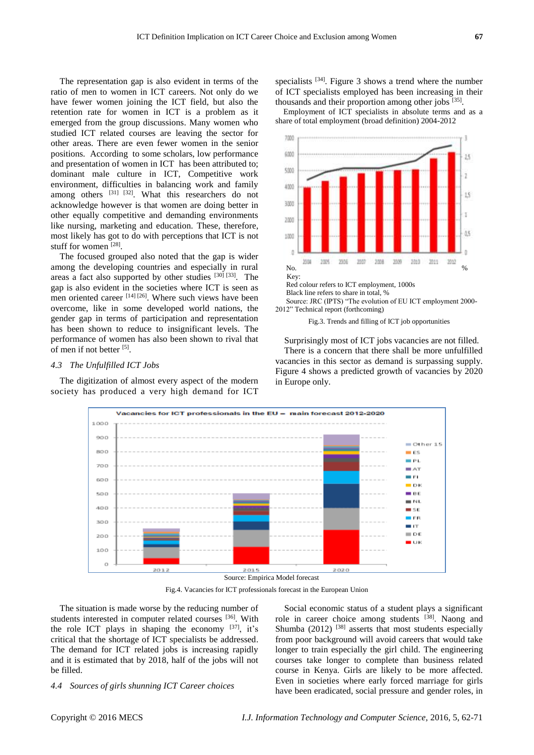The representation gap is also evident in terms of the ratio of men to women in ICT careers. Not only do we have fewer women joining the ICT field, but also the retention rate for women in ICT is a problem as it emerged from the group discussions. Many women who studied ICT related courses are leaving the sector for other areas. There are even fewer women in the senior positions. According to some scholars, low performance and presentation of women in ICT has been attributed to; dominant male culture in ICT, Competitive work environment, difficulties in balancing work and family among others [31] [32]. What this researchers do not acknowledge however is that women are doing better in other equally competitive and demanding environments like nursing, marketing and education. These, therefore, most likely has got to do with perceptions that ICT is not stuff for women [28].

The focused grouped also noted that the gap is wider among the developing countries and especially in rural areas a fact also supported by other studies [30] [33]. The gap is also evident in the societies where ICT is seen as men oriented career [14] [26]. Where such views have been overcome, like in some developed world nations, the gender gap in terms of participation and representation has been shown to reduce to insignificant levels. The performance of women has also been shown to rival that of men if not better [5].

### 4.3 The Unfulfilled ICT Jobs

The digitization of almost every aspect of the modern society has produced a very high demand for ICT specialists [34]. Figure 3 shows a trend where the number of ICT specialists employed has been increasing in their thousands and their proportion among other jobs [35].

Employment of ICT specialists in absolute terms and as a share of total employment (broad definition) 2004-2012

Key:
Red colour refers to ICT employment, 1000s
Black line refers to share in total, %

Source: JRC (IPTS) "The evolution of EU ICT employment 2000-2012" Technical report (forthcoming)

Fig.3. Trends and filling of ICT job opportunities

Surprisingly most of ICT jobs vacancies are not filled.

There is a concern that there shall be more unfulfilled vacancies in this sector as demand is surpassing supply. Figure 4 shows a predicted growth of vacancies by 2020 in Europe only.

Source: Empirica Model forecast

Fig.4. Vacancies for ICT professionals forecast in the European Union

The situation is made worse by the reducing number of students interested in computer related courses [36]. With the role ICT plays in shaping the economy [37], it's critical that the shortage of ICT specialists be addressed. The demand for ICT related jobs is increasing rapidly and it is estimated that by 2018, half of the jobs will not be filled.

### 4.4 Sources of girls shunning ICT Career choices

Social economic status of a student plays a significant role in career choice among students [38]. Naong and Shumba (2012) [38] asserts that most students especially from poor background will avoid careers that would take longer to train especially the girl child. The engineering courses take longer to complete than business related course in Kenya. Girls are likely to be more affected. Even in societies where early forced marriage for girls have been eradicated, social pressure and gender roles, in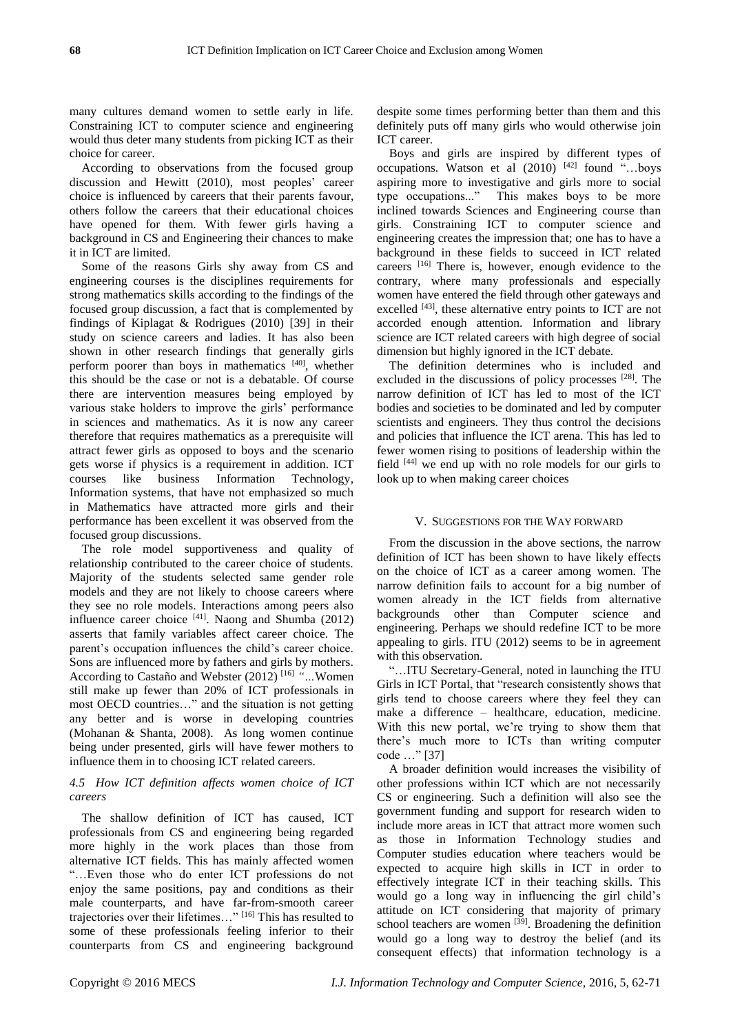many cultures demand women to settle early in life. Constraining ICT to computer science and engineering would thus deter many students from picking ICT as their choice for career.

According to observations from the focused group discussion and Hewitt (2010), most peoples' career choice is influenced by careers that their parents favour, others follow the careers that their educational choices have opened for them. With fewer girls having a background in CS and Engineering their chances to make it in ICT are limited.

Some of the reasons Girls shy away from CS and engineering courses is the disciplines requirements for strong mathematics skills according to the findings of the focused group discussion, a fact that is complemented by findings of Kiplagat & Rodrigues (2010) [39] in their study on science careers and ladies. It has also been shown in other research findings that generally girls perform poorer than boys in mathematics [40], whether this should be the case or not is a debatable. Of course there are intervention measures being employed by various stake holders to improve the girls' performance in sciences and mathematics. As it is now any career therefore that requires mathematics as a prerequisite will attract fewer girls as opposed to boys and the scenario gets worse if physics is a requirement in addition. ICT courses like business Information Technology, Information systems, that have not emphasized so much in Mathematics have attracted more girls and their performance has been excellent it was observed from the focused group discussions.

The role model supportiveness and quality of relationship contributed to the career choice of students. Majority of the students selected same gender role models and they are not likely to choose careers where they see no role models. Interactions among peers also influence career choice [41]. Naong and Shumba (2012) asserts that family variables affect career choice. The parent's occupation influences the child's career choice. Sons are influenced more by fathers and girls by mothers. According to Castaño and Webster (2012) [16] "...Women still make up fewer than 20% of ICT professionals in most OECD countries…" and the situation is not getting any better and is worse in developing countries (Mohanan & Shanta, 2008). As long women continue being under presented, girls will have fewer mothers to influence them in to choosing ICT related careers.

### *4.5 How ICT definition affects women choice of ICT careers*

The shallow definition of ICT has caused, ICT professionals from CS and engineering being regarded more highly in the work places than those from alternative ICT fields. This has mainly affected women "…Even those who do enter ICT professions do not enjoy the same positions, pay and conditions as their male counterparts, and have far-from-smooth career trajectories over their lifetimes…" [16] This has resulted to some of these professionals feeling inferior to their counterparts from CS and engineering background despite some times performing better than them and this definitely puts off many girls who would otherwise join ICT career.

Boys and girls are inspired by different types of occupations. Watson et al (2010) [42] found "…boys aspiring more to investigative and girls more to social type occupations..." This makes boys to be more inclined towards Sciences and Engineering course than girls. Constraining ICT to computer science and engineering creates the impression that; one has to have a background in these fields to succeed in ICT related careers [16] There is, however, enough evidence to the contrary, where many professionals and especially women have entered the field through other gateways and excelled [43], these alternative entry points to ICT are not accorded enough attention. Information and library science are ICT related careers with high degree of social dimension but highly ignored in the ICT debate.

The definition determines who is included and excluded in the discussions of policy processes [28]. The narrow definition of ICT has led to most of the ICT bodies and societies to be dominated and led by computer scientists and engineers. They thus control the decisions and policies that influence the ICT arena. This has led to fewer women rising to positions of leadership within the field [44] we end up with no role models for our girls to look up to when making career choices

## V. Suggestions for the Way forward

From the discussion in the above sections, the narrow definition of ICT has been shown to have likely effects on the choice of ICT as a career among women. The narrow definition fails to account for a big number of women already in the ICT fields from alternative backgrounds other than Computer science and engineering. Perhaps we should redefine ICT to be more appealing to girls. ITU (2012) seems to be in agreement with this observation.

"…ITU Secretary-General, noted in launching the ITU Girls in ICT Portal, that "research consistently shows that girls tend to choose careers where they feel they can make a difference – healthcare, education, medicine. With this new portal, we're trying to show them that there's much more to ICTs than writing computer code …" [37]

A broader definition would increases the visibility of other professions within ICT which are not necessarily CS or engineering. Such a definition will also see the government funding and support for research widen to include more areas in ICT that attract more women such as those in Information Technology studies and Computer studies education where teachers would be expected to acquire high skills in ICT in order to effectively integrate ICT in their teaching skills. This would go a long way in influencing the girl child's attitude on ICT considering that majority of primary school teachers are women [39]. Broadening the definition would go a long way to destroy the belief (and its consequent effects) that information technology is a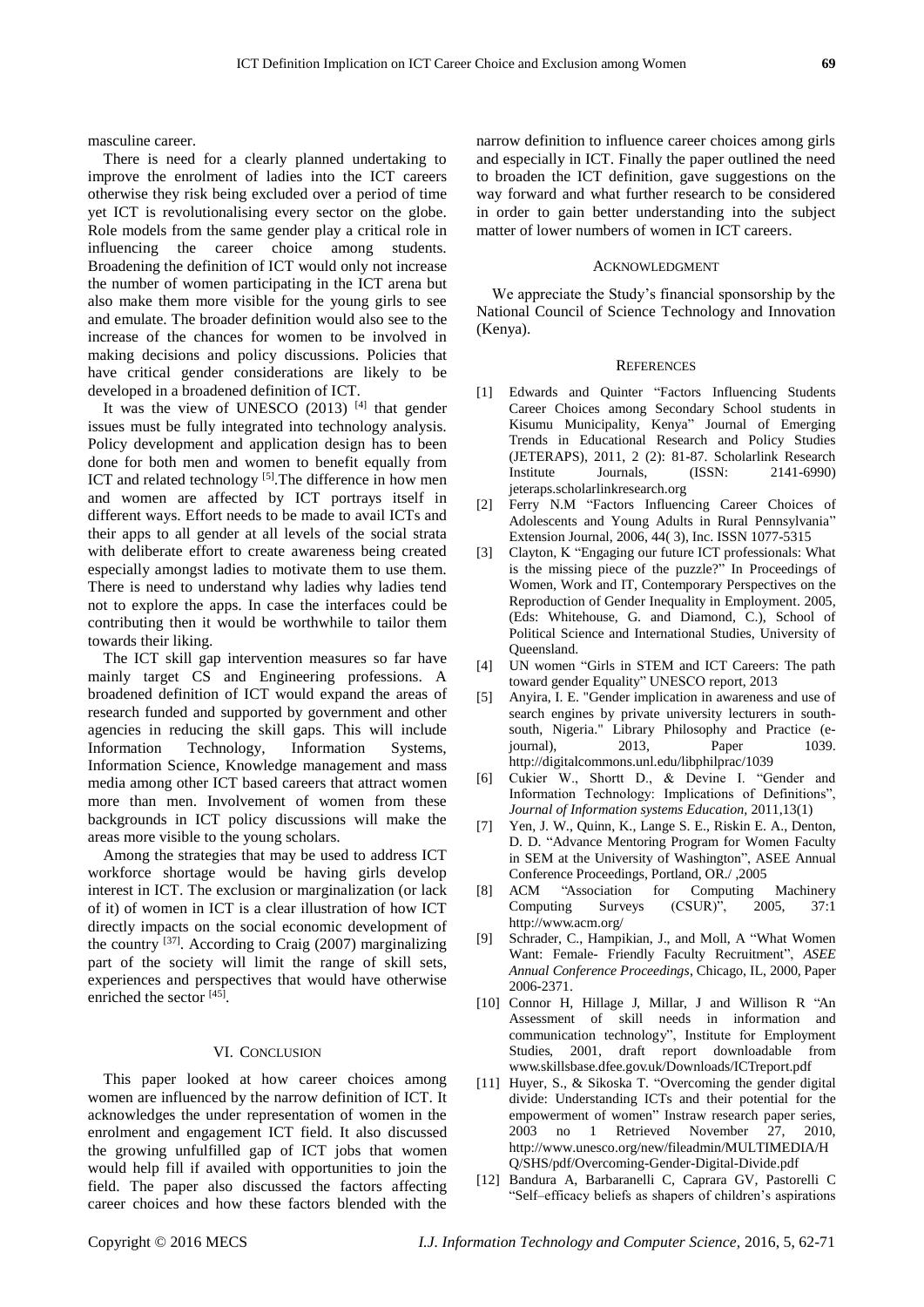masculine career.

There is need for a clearly planned undertaking to improve the enrolment of ladies into the ICT careers otherwise they risk being excluded over a period of time yet ICT is revolutionalising every sector on the globe. Role models from the same gender play a critical role in influencing the career choice among students. Broadening the definition of ICT would only not increase the number of women participating in the ICT arena but also make them more visible for the young girls to see and emulate. The broader definition would also see to the increase of the chances for women to be involved in making decisions and policy discussions. Policies that have critical gender considerations are likely to be developed in a broadened definition of ICT.

It was the view of UNESCO (2013) [4] that gender issues must be fully integrated into technology analysis. Policy development and application design has to been done for both men and women to benefit equally from ICT and related technology [5].The difference in how men and women are affected by ICT portrays itself in different ways. Effort needs to be made to avail ICTs and their apps to all gender at all levels of the social strata with deliberate effort to create awareness being created especially amongst ladies to motivate them to use them. There is need to understand why ladies why ladies tend not to explore the apps. In case the interfaces could be contributing then it would be worthwhile to tailor them towards their liking.

The ICT skill gap intervention measures so far have mainly target CS and Engineering professions. A broadened definition of ICT would expand the areas of research funded and supported by government and other agencies in reducing the skill gaps. This will include Information Technology, Information Systems, Information Science, Knowledge management and mass media among other ICT based careers that attract women more than men. Involvement of women from these backgrounds in ICT policy discussions will make the areas more visible to the young scholars.

Among the strategies that may be used to address ICT workforce shortage would be having girls develop interest in ICT. The exclusion or marginalization (or lack of it) of women in ICT is a clear illustration of how ICT directly impacts on the social economic development of the country [37]. According to Craig (2007) marginalizing part of the society will limit the range of skill sets, experiences and perspectives that would have otherwise enriched the sector [45].

## VI. Conclusion

This paper looked at how career choices among women are influenced by the narrow definition of ICT. It acknowledges the under representation of women in the enrolment and engagement ICT field. It also discussed the growing unfulfilled gap of ICT jobs that women would help fill if availed with opportunities to join the field. The paper also discussed the factors affecting career choices and how these factors blended with the narrow definition to influence career choices among girls and especially in ICT. Finally the paper outlined the need to broaden the ICT definition, gave suggestions on the way forward and what further research to be considered in order to gain better understanding into the subject matter of lower numbers of women in ICT careers.

## Acknowledgment

We appreciate the Study's financial sponsorship by the National Council of Science Technology and Innovation (Kenya).

## References

[1] Edwards and Quinter "Factors Influencing Students Career Choices among Secondary School students in Kisumu Municipality, Kenya" Journal of Emerging Trends in Educational Research and Policy Studies (JETERAPS), 2011, 2 (2): 81-87. Scholarlink Research Institute Journals, (ISSN: 2141-6990) jeteraps.scholarlinkresearch.org

[2] Ferry N.M "Factors Influencing Career Choices of Adolescents and Young Adults in Rural Pennsylvania" Extension Journal, 2006, 44( 3), Inc. ISSN 1077-5315

[3] Clayton, K "Engaging our future ICT professionals: What is the missing piece of the puzzle?" In Proceedings of Women, Work and IT, Contemporary Perspectives on the Reproduction of Gender Inequality in Employment. 2005, (Eds: Whitehouse, G. and Diamond, C.), School of Political Science and International Studies, University of Queensland.

[4] UN women "Girls in STEM and ICT Careers: The path toward gender Equality" UNESCO report, 2013

[5] Anyira, I. E. "Gender implication in awareness and use of search engines by private university lecturers in south-south, Nigeria." Library Philosophy and Practice (e-journal), 2013, Paper 1039. http://digitalcommons.unl.edu/libphilprac/1039

[6] Cukier W., Shortt D., & Devine I. "Gender and Information Technology: Implications of Definitions", *Journal of Information systems Education*, 2011,13(1)

[7] Yen, J. W., Quinn, K., Lange S. E., Riskin E. A., Denton, D. D. "Advance Mentoring Program for Women Faculty in SEM at the University of Washington", ASEE Annual Conference Proceedings, Portland, OR./ ,2005

[8] ACM "Association for Computing Machinery Computing Surveys (CSUR)", 2005, 37:1 http://www.acm.org/

[9] Schrader, C., Hampikian, J., and Moll, A "What Women Want: Female- Friendly Faculty Recruitment", *ASEE Annual Conference Proceedings*, Chicago, IL, 2000, Paper 2006-2371.

[10] Connor H, Hillage J, Millar, J and Willison R "An Assessment of skill needs in information and communication technology", Institute for Employment Studies, 2001, draft report downloadable from www.skillsbase.dfee.gov.uk/Downloads/ICTreport.pdf

[11] Huyer, S., & Sikoska T. "Overcoming the gender digital divide: Understanding ICTs and their potential for the empowerment of women" Instraw research paper series, 2003 no 1 Retrieved November 27, 2010, http://www.unesco.org/new/fileadmin/MULTIMEDIA/HQ/SHS/pdf/Overcoming-Gender-Digital-Divide.pdf

[12] Bandura A, Barbaranelli C, Caprara GV, Pastorelli C "Self–efficacy beliefs as shapers of children's aspirations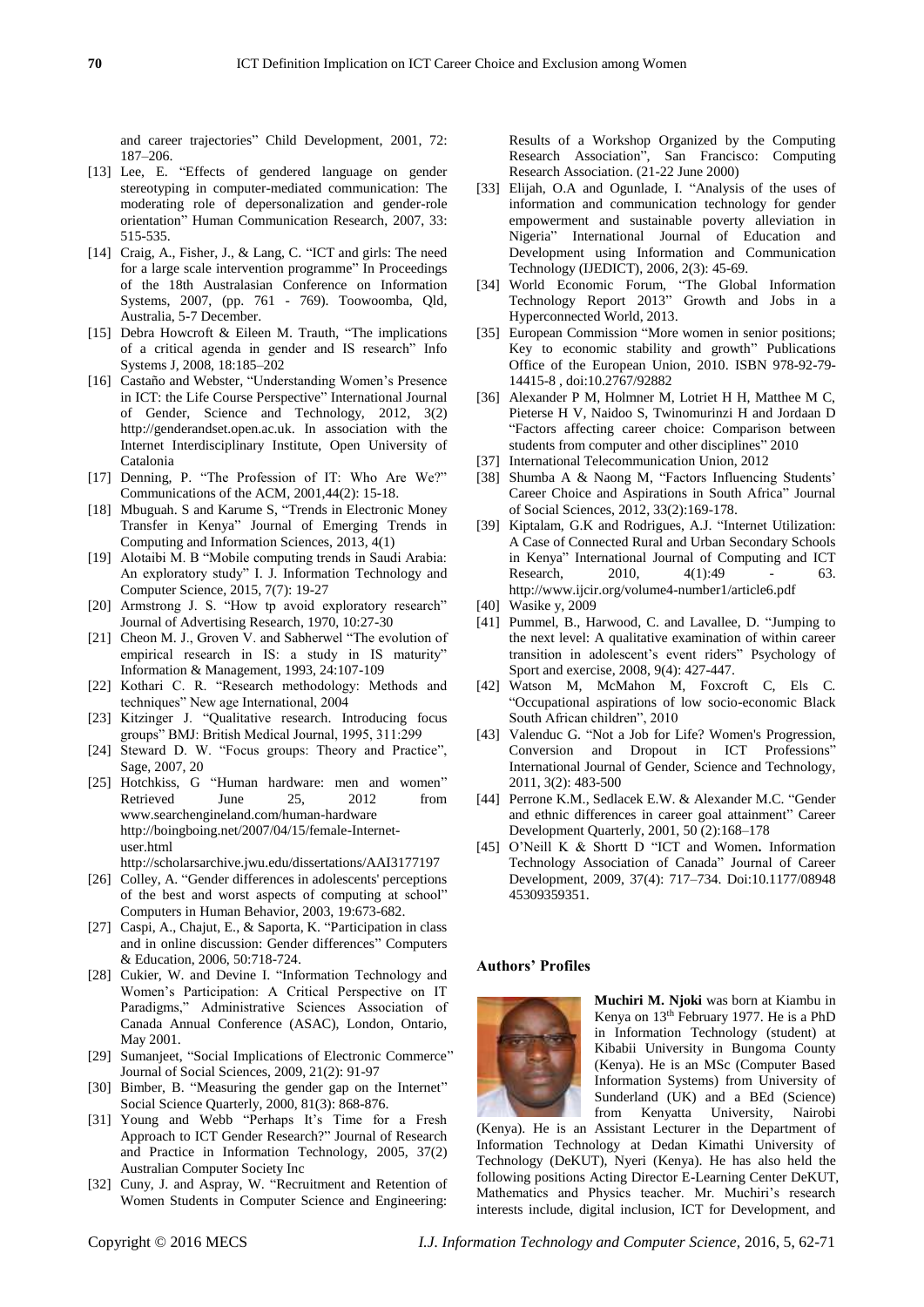and career trajectories" Child Development, 2001, 72: 187–206.

[13] Lee, E. "Effects of gendered language on gender stereotyping in computer-mediated communication: The moderating role of depersonalization and gender-role orientation" Human Communication Research, 2007, 33: 515-535.

[14] Craig, A., Fisher, J., & Lang, C. "ICT and girls: The need for a large scale intervention programme" In Proceedings of the 18th Australasian Conference on Information Systems, 2007, (pp. 761 - 769). Toowoomba, Qld, Australia, 5-7 December.

[15] Debra Howcroft & Eileen M. Trauth, "The implications of a critical agenda in gender and IS research" Info Systems J, 2008, 18:185–202

[16] Castaño and Webster, "Understanding Women's Presence in ICT: the Life Course Perspective" International Journal of Gender, Science and Technology, 2012, 3(2) http://genderandset.open.ac.uk. In association with the Internet Interdisciplinary Institute, Open University of Catalonia

[17] Denning, P. "The Profession of IT: Who Are We?" Communications of the ACM, 2001,44(2): 15-18.

[18] Mbuguah. S and Karume S, "Trends in Electronic Money Transfer in Kenya" Journal of Emerging Trends in Computing and Information Sciences, 2013, 4(1)

[19] Alotaibi M. B "Mobile computing trends in Saudi Arabia: An exploratory study" I. J. Information Technology and Computer Science, 2015, 7(7): 19-27

[20] Armstrong J. S. "How tp avoid exploratory research" Journal of Advertising Research, 1970, 10:27-30

[21] Cheon M. J., Groven V. and Sabherwel "The evolution of empirical research in IS: a study in IS maturity" Information & Management, 1993, 24:107-109

[22] Kothari C. R. "Research methodology: Methods and techniques" New age International, 2004

[23] Kitzinger J. "Qualitative research. Introducing focus groups" BMJ: British Medical Journal, 1995, 311:299

[24] Steward D. W. "Focus groups: Theory and Practice", Sage, 2007, 20

[25] Hotchkiss, G "Human hardware: men and women" Retrieved June 25, 2012 from www.searchengineland.com/human-hardware http://boingboing.net/2007/04/15/female-Internet-user.html
http://scholarsarchive.jwu.edu/dissertations/AAI3177197

[26] Colley, A. "Gender differences in adolescents' perceptions of the best and worst aspects of computing at school" Computers in Human Behavior, 2003, 19:673-682.

[27] Caspi, A., Chajut, E., & Saporta, K. "Participation in class and in online discussion: Gender differences" Computers & Education, 2006, 50:718-724.

[28] Cukier, W. and Devine I. "Information Technology and Women's Participation: A Critical Perspective on IT Paradigms," Administrative Sciences Association of Canada Annual Conference (ASAC), London, Ontario, May 2001.

[29] Sumanjeet, "Social Implications of Electronic Commerce" Journal of Social Sciences, 2009, 21(2): 91-97

[30] Bimber, B. "Measuring the gender gap on the Internet" Social Science Quarterly, 2000, 81(3): 868-876.

[31] Young and Webb "Perhaps It's Time for a Fresh Approach to ICT Gender Research?" Journal of Research and Practice in Information Technology, 2005, 37(2) Australian Computer Society Inc

[32] Cuny, J. and Aspray, W. "Recruitment and Retention of Women Students in Computer Science and Engineering: Results of a Workshop Organized by the Computing Research Association", San Francisco: Computing Research Association. (21-22 June 2000)

[33] Elijah, O.A and Ogunlade, I. "Analysis of the uses of information and communication technology for gender empowerment and sustainable poverty alleviation in Nigeria" International Journal of Education and Development using Information and Communication Technology (IJEDICT), 2006, 2(3): 45-69.

[34] World Economic Forum, "The Global Information Technology Report 2013" Growth and Jobs in a Hyperconnected World, 2013.

[35] European Commission "More women in senior positions; Key to economic stability and growth" Publications Office of the European Union, 2010. ISBN 978-92-79-14415-8 , doi:10.2767/92882

[36] Alexander P M, Holmner M, Lotriet H H, Matthee M C, Pieterse H V, Naidoo S, Twinomurinzi H and Jordaan D "Factors affecting career choice: Comparison between students from computer and other disciplines" 2010

[37] International Telecommunication Union, 2012

[38] Shumba A & Naong M, "Factors Influencing Students' Career Choice and Aspirations in South Africa" Journal of Social Sciences, 2012, 33(2):169-178.

[39] Kiptalam, G.K and Rodrigues, A.J. "Internet Utilization: A Case of Connected Rural and Urban Secondary Schools in Kenya" International Journal of Computing and ICT Research, 2010, 4(1):49 - 63. http://www.ijcir.org/volume4-number1/article6.pdf

[40] Wasike y, 2009

[41] Pummel, B., Harwood, C. and Lavallee, D. "Jumping to the next level: A qualitative examination of within career transition in adolescent's event riders" Psychology of Sport and exercise, 2008, 9(4): 427-447.

[42] Watson M, McMahon M, Foxcroft C, Els C. "Occupational aspirations of low socio-economic Black South African children", 2010

[43] Valenduc G. "Not a Job for Life? Women's Progression, Conversion and Dropout in ICT Professions" International Journal of Gender, Science and Technology, 2011, 3(2): 483-500

[44] Perrone K.M., Sedlacek E.W. & Alexander M.C. "Gender and ethnic differences in career goal attainment" Career Development Quarterly, 2001, 50 (2):168–178

[45] O'Neill K & Shortt D "ICT and Women**.** Information Technology Association of Canada" Journal of Career Development, 2009, 37(4): 717–734. Doi:10.1177/08948 45309359351.

## Authors' Profiles

**Muchiri M. Njoki** was born at Kiambu in Kenya on 13th February 1977. He is a PhD in Information Technology (student) at Kibabii University in Bungoma County (Kenya). He is an MSc (Computer Based Information Systems) from University of Sunderland (UK) and a BEd (Science) from Kenyatta University, Nairobi (Kenya). He is an Assistant Lecturer in the Department of Information Technology at Dedan Kimathi University of Technology (DeKUT), Nyeri (Kenya). He has also held the following positions Acting Director E-Learning Center DeKUT, Mathematics and Physics teacher. Mr. Muchiri's research interests include, digital inclusion, ICT for Development, and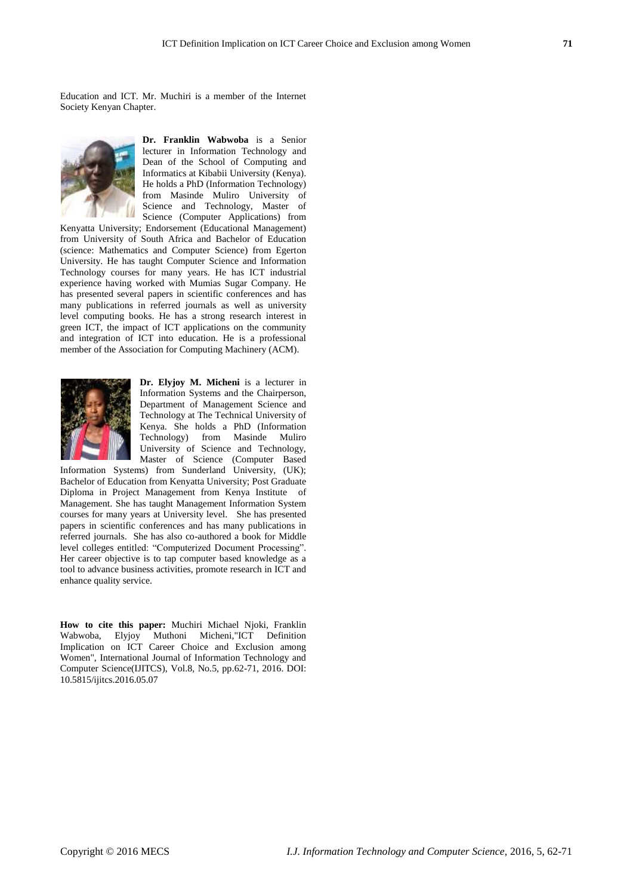Education and ICT. Mr. Muchiri is a member of the Internet Society Kenyan Chapter.

**Dr. Franklin Wabwoba** is a Senior lecturer in Information Technology and Dean of the School of Computing and Informatics at Kibabii University (Kenya). He holds a PhD (Information Technology) from Masinde Muliro University of Science and Technology, Master of Science (Computer Applications) from Kenyatta University; Endorsement (Educational Management) from University of South Africa and Bachelor of Education (science: Mathematics and Computer Science) from Egerton University. He has taught Computer Science and Information Technology courses for many years. He has ICT industrial experience having worked with Mumias Sugar Company. He has presented several papers in scientific conferences and has many publications in referred journals as well as university level computing books. He has a strong research interest in green ICT, the impact of ICT applications on the community and integration of ICT into education. He is a professional member of the Association for Computing Machinery (ACM).

**Dr. Elyjoy M. Micheni** is a lecturer in Information Systems and the Chairperson, Department of Management Science and Technology at The Technical University of Kenya. She holds a PhD (Information Technology) from Masinde Muliro University of Science and Technology, Master of Science (Computer Based Information Systems) from Sunderland University, (UK); Bachelor of Education from Kenyatta University; Post Graduate Diploma in Project Management from Kenya Institute of Management. She has taught Management Information System courses for many years at University level. She has presented papers in scientific conferences and has many publications in referred journals. She has also co-authored a book for Middle level colleges entitled: "Computerized Document Processing". Her career objective is to tap computer based knowledge as a tool to advance business activities, promote research in ICT and enhance quality service.

**How to cite this paper:** Muchiri Michael Njoki, Franklin Wabwoba, Elyjoy Muthoni Micheni,"ICT Definition Implication on ICT Career Choice and Exclusion among Women", International Journal of Information Technology and Computer Science(IJITCS), Vol.8, No.5, pp.62-71, 2016. DOI: 10.5815/ijitcs.2016.05.07